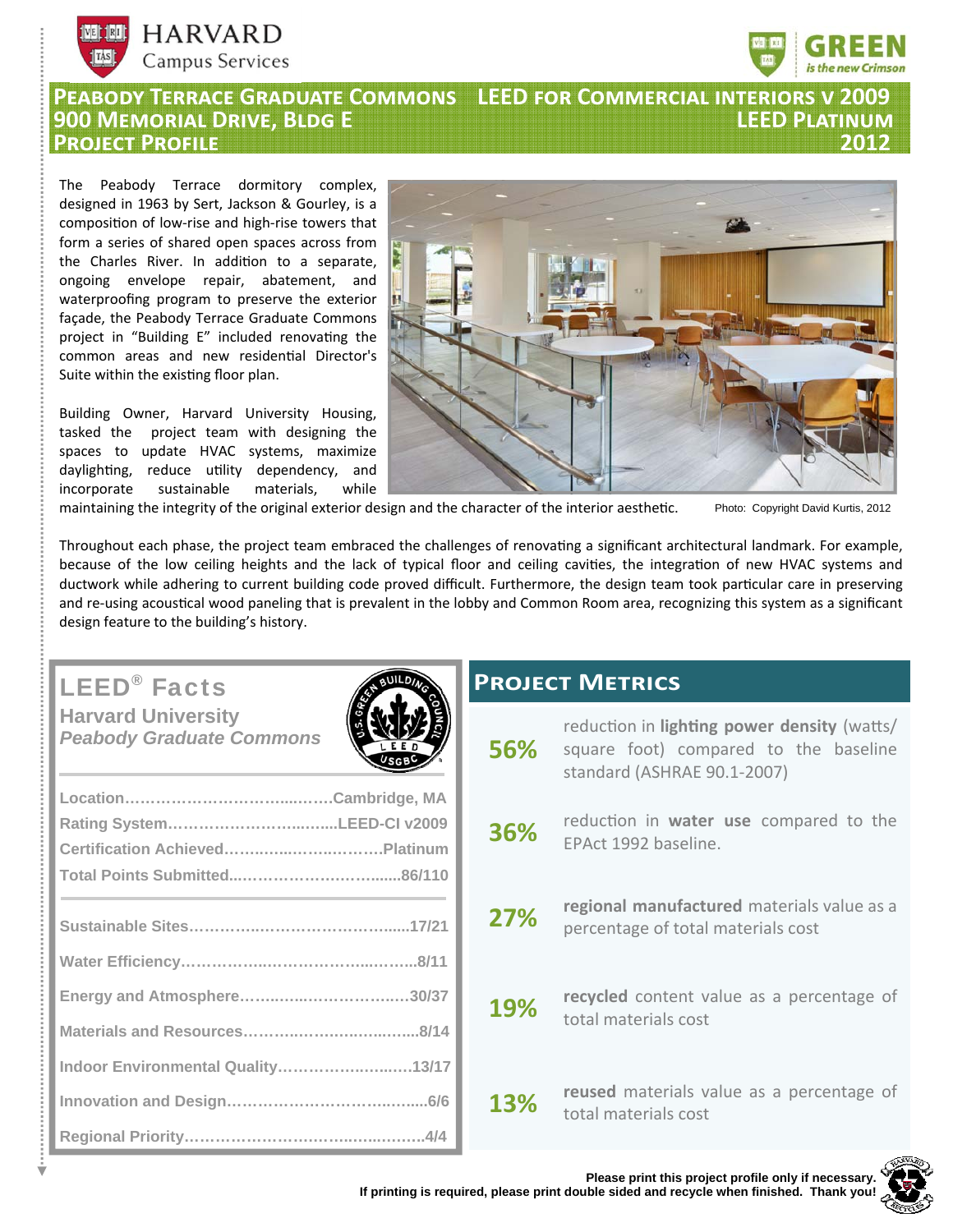# Peabody Terrace Graduate Commons

# 900 Memorial Drive, Bldg E

# Project Profile

**LEED for Commercial Interiors v 2009**
**LEED Platinum**
**2012**

The Peabody Terrace dormitory complex, designed in 1963 by Sert, Jackson & Gourley, is a composition of low-rise and high-rise towers that form a series of shared open spaces across from the Charles River. In addition to a separate, ongoing envelope repair, abatement, and waterproofing program to preserve the exterior façade, the Peabody Terrace Graduate Commons project in "Building E" included renovating the common areas and new residential Director's Suite within the existing floor plan.

Building Owner, Harvard University Housing, tasked the project team with designing the spaces to update HVAC systems, maximize daylighting, reduce utility dependency, and incorporate sustainable materials, while maintaining the integrity of the original exterior design and the character of the interior aesthetic.

Photo: Copyright David Kurtis, 2012

Throughout each phase, the project team embraced the challenges of renovating a significant architectural landmark. For example, because of the low ceiling heights and the lack of typical floor and ceiling cavities, the integration of new HVAC systems and ductwork while adhering to current building code proved difficult. Furthermore, the design team took particular care in preserving and re-using acoustical wood paneling that is prevalent in the lobby and Common Room area, recognizing this system as a significant design feature to the building's history.

## LEED® Facts

**Harvard University**
***Peabody Graduate Commons***

| | |
|---|---|
| Location | Cambridge, MA |
| Rating System | LEED-CI v2009 |
| Certification Achieved | Platinum |
| Total Points Submitted | 86/110 |
| Sustainable Sites | 17/21 |
| Water Efficiency | 8/11 |
| Energy and Atmosphere | 30/37 |
| Materials and Resources | 8/14 |
| Indoor Environmental Quality | 13/17 |
| Innovation and Design | 6/6 |
| Regional Priority | 4/4 |

## Project Metrics

**56%** reduction in **lighting power density** (watts/square foot) compared to the baseline standard (ASHRAE 90.1-2007)

**36%** reduction in **water use** compared to the EPAct 1992 baseline.

**27%** **regional manufactured** materials value as a percentage of total materials cost

**19%** **recycled** content value as a percentage of total materials cost

**13%** **reused** materials value as a percentage of total materials cost

**Please print this project profile only if necessary. If printing is required, please print double sided and recycle when finished. Thank you!**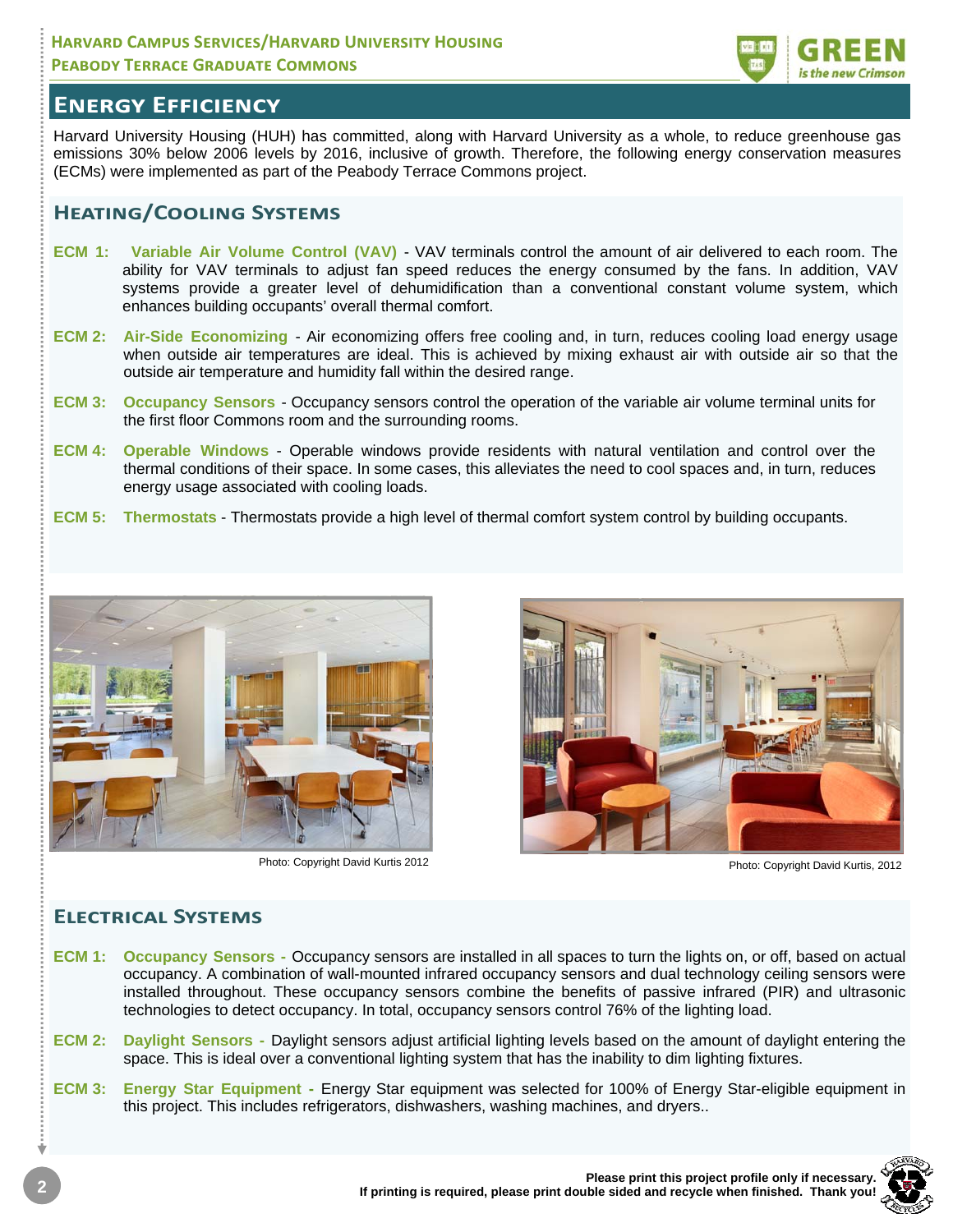## Energy Efficiency

Harvard University Housing (HUH) has committed, along with Harvard University as a whole, to reduce greenhouse gas emissions 30% below 2006 levels by 2016, inclusive of growth. Therefore, the following energy conservation measures (ECMs) were implemented as part of the Peabody Terrace Commons project.

### Heating/Cooling Systems

**ECM 1: Variable Air Volume Control (VAV)** - VAV terminals control the amount of air delivered to each room. The ability for VAV terminals to adjust fan speed reduces the energy consumed by the fans. In addition, VAV systems provide a greater level of dehumidification than a conventional constant volume system, which enhances building occupants' overall thermal comfort.

**ECM 2: Air-Side Economizing** - Air economizing offers free cooling and, in turn, reduces cooling load energy usage when outside air temperatures are ideal. This is achieved by mixing exhaust air with outside air so that the outside air temperature and humidity fall within the desired range.

**ECM 3: Occupancy Sensors** - Occupancy sensors control the operation of the variable air volume terminal units for the first floor Commons room and the surrounding rooms.

**ECM 4: Operable Windows** - Operable windows provide residents with natural ventilation and control over the thermal conditions of their space. In some cases, this alleviates the need to cool spaces and, in turn, reduces energy usage associated with cooling loads.

**ECM 5: Thermostats** - Thermostats provide a high level of thermal comfort system control by building occupants.

Photo: Copyright David Kurtis 2012

Photo: Copyright David Kurtis, 2012

### Electrical Systems

**ECM 1: Occupancy Sensors** - Occupancy sensors are installed in all spaces to turn the lights on, or off, based on actual occupancy. A combination of wall-mounted infrared occupancy sensors and dual technology ceiling sensors were installed throughout. These occupancy sensors combine the benefits of passive infrared (PIR) and ultrasonic technologies to detect occupancy. In total, occupancy sensors control 76% of the lighting load.

**ECM 2: Daylight Sensors** - Daylight sensors adjust artificial lighting levels based on the amount of daylight entering the space. This is ideal over a conventional lighting system that has the inability to dim lighting fixtures.

**ECM 3: Energy Star Equipment** - Energy Star equipment was selected for 100% of Energy Star-eligible equipment in this project. This includes refrigerators, dishwashers, washing machines, and dryers..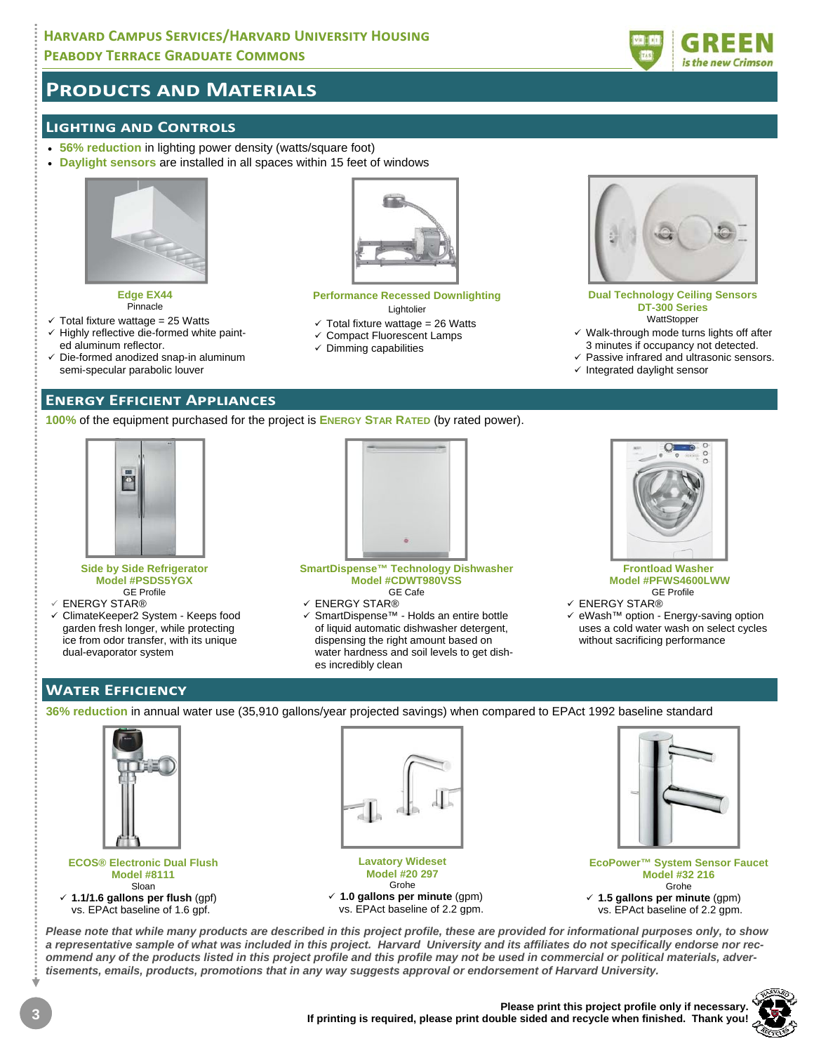# Products and Materials

## Lighting and Controls

- **56% reduction** in lighting power density (watts/square foot)
- **Daylight sensors** are installed in all spaces within 15 feet of windows

**Edge EX44**
Pinnacle

- ✓ Total fixture wattage = 25 Watts
- ✓ Highly reflective die-formed white painted aluminum reflector.
- ✓ Die-formed anodized snap-in aluminum semi-specular parabolic louver

**Performance Recessed Downlighting**
Lightolier

- ✓ Total fixture wattage = 26 Watts
- ✓ Compact Fluorescent Lamps
- ✓ Dimming capabilities

**Dual Technology Ceiling Sensors DT-300 Series**
WattStopper

- ✓ Walk-through mode turns lights off after 3 minutes if occupancy not detected.
- ✓ Passive infrared and ultrasonic sensors.
- ✓ Integrated daylight sensor

## Energy Efficient Appliances

**100%** of the equipment purchased for the project is **Energy Star Rated** (by rated power).

**Side by Side Refrigerator Model #PSDS5YGX**
GE Profile

- ✓ ENERGY STAR®
- ✓ ClimateKeeper2 System - Keeps food garden fresh longer, while protecting ice from odor transfer, with its unique dual-evaporator system

**SmartDispense™ Technology Dishwasher Model #CDWT980VSS**
GE Cafe

- ✓ ENERGY STAR®
- ✓ SmartDispense™ - Holds an entire bottle of liquid automatic dishwasher detergent, dispensing the right amount based on water hardness and soil levels to get dishes incredibly clean

**Frontload Washer Model #PFWS4600LWW**
GE Profile

- ✓ ENERGY STAR®
- ✓ eWash™ option - Energy-saving option uses a cold water wash on select cycles without sacrificing performance

## Water Efficiency

**36% reduction** in annual water use (35,910 gallons/year projected savings) when compared to EPAct 1992 baseline standard

**ECOS® Electronic Dual Flush Model #8111**
Sloan

- ✓ **1.1/1.6 gallons per flush** (gpf) vs. EPAct baseline of 1.6 gpf.

**Lavatory Wideset Model #20 297**
Grohe

- ✓ **1.0 gallons per minute** (gpm) vs. EPAct baseline of 2.2 gpm.

**EcoPower™ System Sensor Faucet Model #32 216**
Grohe

- ✓ **1.5 gallons per minute** (gpm) vs. EPAct baseline of 2.2 gpm.

***Please note that while many products are described in this project profile, these are provided for informational purposes only, to show a representative sample of what was included in this project. Harvard University and its affiliates do not specifically endorse nor recommend any of the products listed in this project profile and this profile may not be used in commercial or political materials, advertisements, emails, products, promotions that in any way suggests approval or endorsement of Harvard University.***

**Please print this project profile only if necessary.**
**If printing is required, please print double sided and recycle when finished. Thank you!**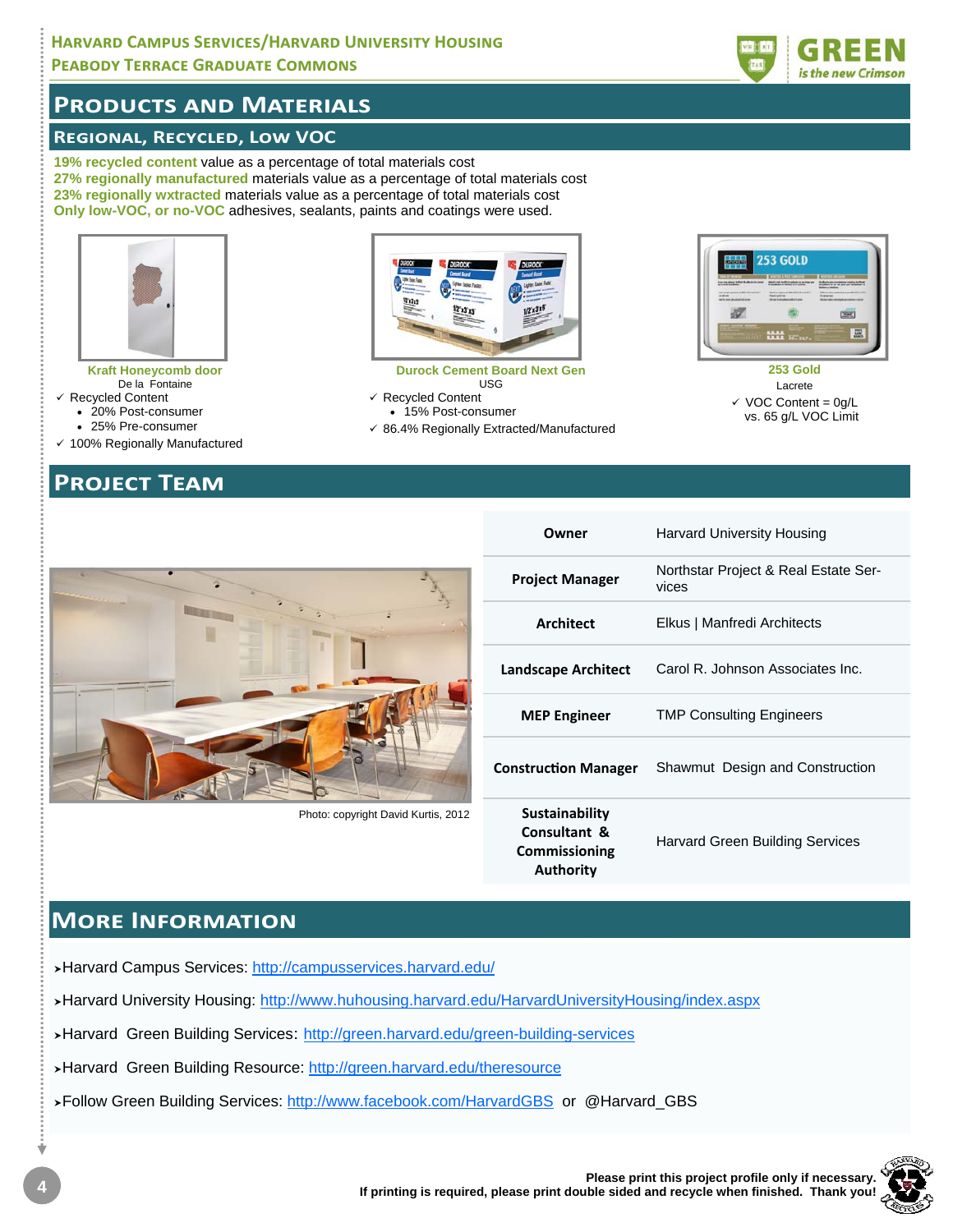# Products and Materials

## Regional, Recycled, Low VOC

**19% recycled content** value as a percentage of total materials cost
**27% regionally manufactured** materials value as a percentage of total materials cost
**23% regionally wxtracted** materials value as a percentage of total materials cost
**Only low-VOC, or no-VOC** adhesives, sealants, paints and coatings were used.

**Kraft Honeycomb door**
De la Fontaine
- ✓ Recycled Content
  - 20% Post-consumer
  - 25% Pre-consumer
- ✓ 100% Regionally Manufactured

**Durock Cement Board Next Gen**
USG
- ✓ Recycled Content
  - 15% Post-consumer
- ✓ 86.4% Regionally Extracted/Manufactured

**253 Gold**
Lacrete
- ✓ VOC Content = 0g/L vs. 65 g/L VOC Limit

# Project Team

| | |
|---|---|
| **Owner** | Harvard University Housing |
| **Project Manager** | Northstar Project & Real Estate Services |
| **Architect** | Elkus \| Manfredi Architects |
| **Landscape Architect** | Carol R. Johnson Associates Inc. |
| **MEP Engineer** | TMP Consulting Engineers |
| **Construction Manager** | Shawmut Design and Construction |
| **Sustainability Consultant & Commissioning Authority** | Harvard Green Building Services |

Photo: copyright David Kurtis, 2012

# More Information

- Harvard Campus Services: http://campusservices.harvard.edu/
- Harvard University Housing: http://www.huhousing.harvard.edu/HarvardUniversityHousing/index.aspx
- Harvard Green Building Services: http://green.harvard.edu/green-building-services
- Harvard Green Building Resource: http://green.harvard.edu/theresource
- Follow Green Building Services: http://www.facebook.com/HarvardGBS or @Harvard_GBS

**Please print this project profile only if necessary.**
**If printing is required, please print double sided and recycle when finished. Thank you!**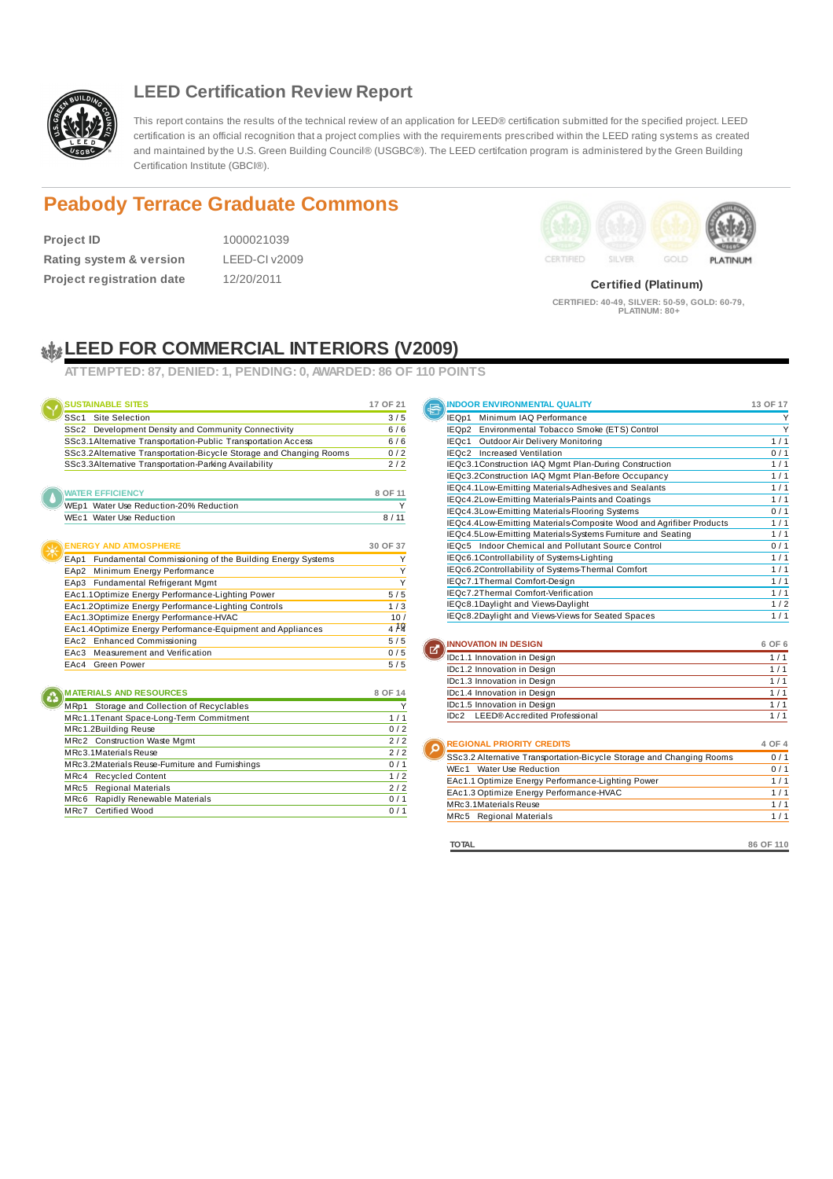# LEED Certification Review Report

This report contains the results of the technical review of an application for LEED® certification submitted for the specified project. LEED certification is an official recognition that a project complies with the requirements prescribed within the LEED rating systems as created and maintained by the U.S. Green Building Council® (USGBC®). The LEED certifcation program is administered by the Green Building Certification Institute (GBCI®).

## Peabody Terrace Graduate Commons

| | |
|---|---|
| **Project ID** | 1000021039 |
| **Rating system & version** | LEED-CI v2009 |
| **Project registration date** | 12/20/2011 |

CERTIFIED SILVER GOLD PLATINUM

**Certified (Platinum)**

CERTIFIED: 40-49, SILVER: 50-59, GOLD: 60-79, PLATINUM: 80+

## LEED FOR COMMERCIAL INTERIORS (V2009)

ATTEMPTED: 87, DENIED: 1, PENDING: 0, AWARDED: 86 OF 110 POINTS

| SUSTAINABLE SITES | 17 OF 21 |
|---|---|
| SSc1 Site Selection | 3 / 5 |
| SSc2 Development Density and Community Connectivity | 6 / 6 |
| SSc3.1 Alternative Transportation-Public Transportation Access | 6 / 6 |
| SSc3.2 Alternative Transportation-Bicycle Storage and Changing Rooms | 0 / 2 |
| SSc3.3 Alternative Transportation-Parking Availability | 2 / 2 |

| WATER EFFICIENCY | 8 OF 11 |
|---|---|
| WEp1 Water Use Reduction-20% Reduction | Y |
| WEc1 Water Use Reduction | 8 / 11 |

| ENERGY AND ATMOSPHERE | 30 OF 37 |
|---|---|
| EAp1 Fundamental Commissioning of the Building Energy Systems | Y |
| EAp2 Minimum Energy Performance | Y |
| EAp3 Fundamental Refrigerant Mgmt | Y |
| EAc1.1 Optimize Energy Performance-Lighting Power | 5 / 5 |
| EAc1.2 Optimize Energy Performance-Lighting Controls | 1 / 3 |
| EAc1.3 Optimize Energy Performance-HVAC | 10 / 10 |
| EAc1.4 Optimize Energy Performance-Equipment and Appliances | 4 / 4 |
| EAc2 Enhanced Commissioning | 5 / 5 |
| EAc3 Measurement and Verification | 0 / 5 |
| EAc4 Green Power | 5 / 5 |

| MATERIALS AND RESOURCES | 8 OF 14 |
|---|---|
| MRp1 Storage and Collection of Recyclables | Y |
| MRc1.1 Tenant Space-Long-Term Commitment | 1 / 1 |
| MRc1.2 Building Reuse | 0 / 2 |
| MRc2 Construction Waste Mgmt | 2 / 2 |
| MRc3.1 Materials Reuse | 2 / 2 |
| MRc3.2 Materials Reuse-Furniture and Furnishings | 0 / 1 |
| MRc4 Recycled Content | 1 / 2 |
| MRc5 Regional Materials | 2 / 2 |
| MRc6 Rapidly Renewable Materials | 0 / 1 |
| MRc7 Certified Wood | 0 / 1 |

| INDOOR ENVIRONMENTAL QUALITY | 13 OF 17 |
|---|---|
| IEQp1 Minimum IAQ Performance | Y |
| IEQp2 Environmental Tobacco Smoke (ETS) Control | Y |
| IEQc1 Outdoor Air Delivery Monitoring | 1 / 1 |
| IEQc2 Increased Ventilation | 0 / 1 |
| IEQc3.1 Construction IAQ Mgmt Plan-During Construction | 1 / 1 |
| IEQc3.2 Construction IAQ Mgmt Plan-Before Occupancy | 1 / 1 |
| IEQc4.1 Low-Emitting Materials-Adhesives and Sealants | 1 / 1 |
| IEQc4.2 Low-Emitting Materials-Paints and Coatings | 1 / 1 |
| IEQc4.3 Low-Emitting Materials-Flooring Systems | 0 / 1 |
| IEQc4.4 Low-Emitting Materials-Composite Wood and Agrifiber Products | 1 / 1 |
| IEQc4.5 Low-Emitting Materials-Systems Furniture and Seating | 1 / 1 |
| IEQc5 Indoor Chemical and Pollutant Source Control | 0 / 1 |
| IEQc6.1 Controllability of Systems-Lighting | 1 / 1 |
| IEQc6.2 Controllability of Systems-Thermal Comfort | 1 / 1 |
| IEQc7.1 Thermal Comfort-Design | 1 / 1 |
| IEQc7.2 Thermal Comfort-Verification | 1 / 1 |
| IEQc8.1 Daylight and Views-Daylight | 1 / 2 |
| IEQc8.2 Daylight and Views-Views for Seated Spaces | 1 / 1 |

| INNOVATION IN DESIGN | 6 OF 6 |
|---|---|
| IDc1.1 Innovation in Design | 1 / 1 |
| IDc1.2 Innovation in Design | 1 / 1 |
| IDc1.3 Innovation in Design | 1 / 1 |
| IDc1.4 Innovation in Design | 1 / 1 |
| IDc1.5 Innovation in Design | 1 / 1 |
| IDc2 LEED® Accredited Professional | 1 / 1 |

| REGIONAL PRIORITY CREDITS | 4 OF 4 |
|---|---|
| SSc3.2 Alternative Transportation-Bicycle Storage and Changing Rooms | 0 / 1 |
| WEc1 Water Use Reduction | 0 / 1 |
| EAc1.1 Optimize Energy Performance-Lighting Power | 1 / 1 |
| EAc1.3 Optimize Energy Performance-HVAC | 1 / 1 |
| MRc3.1 Materials Reuse | 1 / 1 |
| MRc5 Regional Materials | 1 / 1 |

| TOTAL | 86 OF 110 |
|---|---|